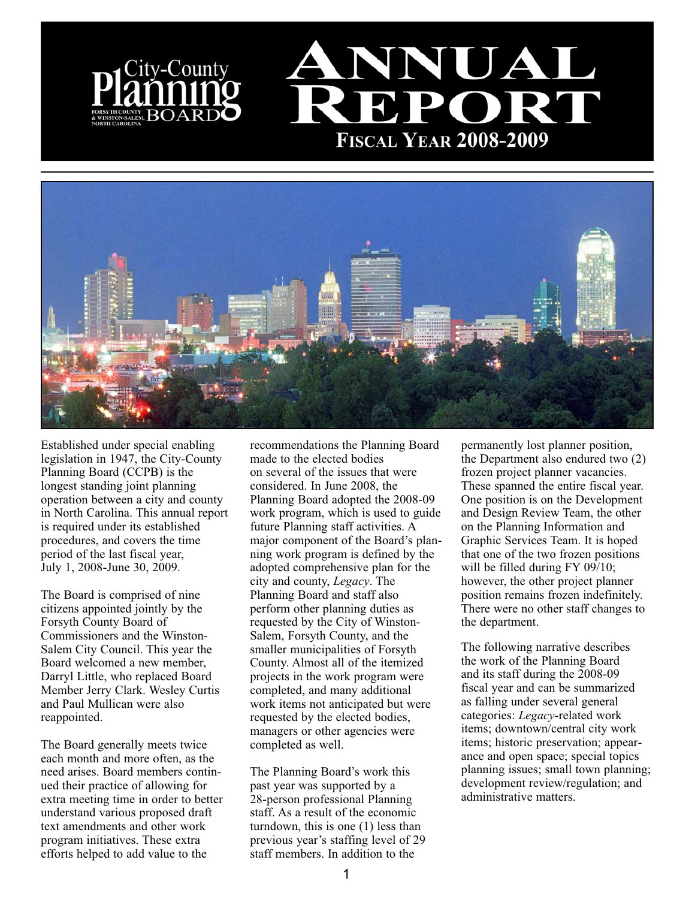City-County Planning Board
FORSYTH COUNTY & WINSTON-SALEM, NORTH CAROLINA

# Annual Report

## Fiscal Year 2008-2009

Established under special enabling legislation in 1947, the City-County Planning Board (CCPB) is the longest standing joint planning operation between a city and county in North Carolina. This annual report is required under its established procedures, and covers the time period of the last fiscal year, July 1, 2008-June 30, 2009.

The Board is comprised of nine citizens appointed jointly by the Forsyth County Board of Commissioners and the Winston-Salem City Council. This year the Board welcomed a new member, Darryl Little, who replaced Board Member Jerry Clark. Wesley Curtis and Paul Mullican were also reappointed.

The Board generally meets twice each month and more often, as the need arises. Board members continued their practice of allowing for extra meeting time in order to better understand various proposed draft text amendments and other work program initiatives. These extra efforts helped to add value to the recommendations the Planning Board made to the elected bodies on several of the issues that were considered. In June 2008, the Planning Board adopted the 2008-09 work program, which is used to guide future Planning staff activities. A major component of the Board's planning work program is defined by the adopted comprehensive plan for the city and county, *Legacy*. The Planning Board and staff also perform other planning duties as requested by the City of Winston-Salem, Forsyth County, and the smaller municipalities of Forsyth County. Almost all of the itemized projects in the work program were completed, and many additional work items not anticipated but were requested by the elected bodies, managers or other agencies were completed as well.

The Planning Board's work this past year was supported by a 28-person professional Planning staff. As a result of the economic turndown, this is one (1) less than previous year's staffing level of 29 staff members. In addition to the permanently lost planner position, the Department also endured two (2) frozen project planner vacancies. These spanned the entire fiscal year. One position is on the Development and Design Review Team, the other on the Planning Information and Graphic Services Team. It is hoped that one of the two frozen positions will be filled during FY 09/10; however, the other project planner position remains frozen indefinitely. There were no other staff changes to the department.

The following narrative describes the work of the Planning Board and its staff during the 2008-09 fiscal year and can be summarized as falling under several general categories: *Legacy*-related work items; downtown/central city work items; historic preservation; appearance and open space; special topics planning issues; small town planning; development review/regulation; and administrative matters.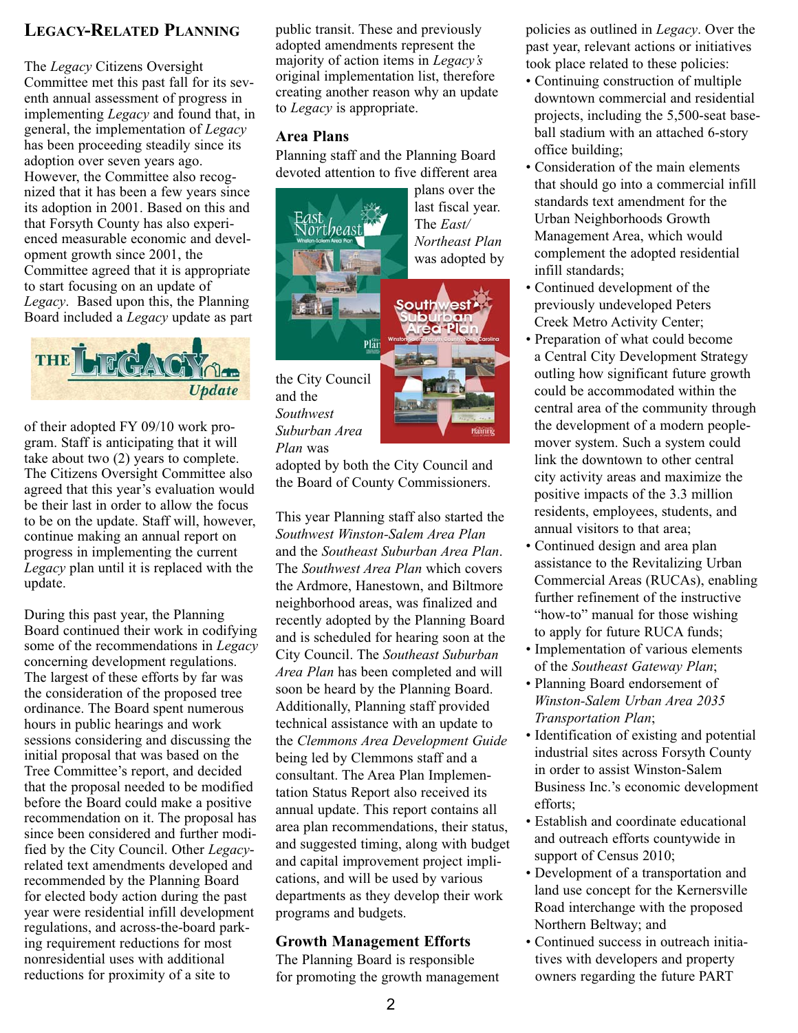## Legacy-Related Planning

The *Legacy* Citizens Oversight Committee met this past fall for its seventh annual assessment of progress in implementing *Legacy* and found that, in general, the implementation of *Legacy* has been proceeding steadily since its adoption over seven years ago. However, the Committee also recognized that it has been a few years since its adoption in 2001. Based on this and that Forsyth County has also experienced measurable economic and development growth since 2001, the Committee agreed that it is appropriate to start focusing on an update of *Legacy*. Based upon this, the Planning Board included a *Legacy* update as part of their adopted FY 09/10 work program. Staff is anticipating that it will take about two (2) years to complete. The Citizens Oversight Committee also agreed that this year's evaluation would be their last in order to allow the focus to be on the update. Staff will, however, continue making an annual report on progress in implementing the current *Legacy* plan until it is replaced with the update.

During this past year, the Planning Board continued their work in codifying some of the recommendations in *Legacy* concerning development regulations. The largest of these efforts by far was the consideration of the proposed tree ordinance. The Board spent numerous hours in public hearings and work sessions considering and discussing the initial proposal that was based on the Tree Committee's report, and decided that the proposal needed to be modified before the Board could make a positive recommendation on it. The proposal has since been considered and further modified by the City Council. Other *Legacy*-related text amendments developed and recommended by the Planning Board for elected body action during the past year were residential infill development regulations, and across-the-board parking requirement reductions for most nonresidential uses with additional reductions for proximity of a site to public transit. These and previously adopted amendments represent the majority of action items in *Legacy's* original implementation list, therefore creating another reason why an update to *Legacy* is appropriate.

### Area Plans

Planning staff and the Planning Board devoted attention to five different area plans over the last fiscal year. The *East/Northeast Plan* was adopted by the City Council and the *Southwest Suburban Area Plan* was adopted by both the City Council and the Board of County Commissioners.

This year Planning staff also started the *Southwest Winston-Salem Area Plan* and the *Southeast Suburban Area Plan*. The *Southwest Area Plan* which covers the Ardmore, Hanestown, and Biltmore neighborhood areas, was finalized and recently adopted by the Planning Board and is scheduled for hearing soon at the City Council. The *Southeast Suburban Area Plan* has been completed and will soon be heard by the Planning Board. Additionally, Planning staff provided technical assistance with an update to the *Clemmons Area Development Guide* being led by Clemmons staff and a consultant. The Area Plan Implementation Status Report also received its annual update. This report contains all area plan recommendations, their status, and suggested timing, along with budget and capital improvement project implications, and will be used by various departments as they develop their work programs and budgets.

### Growth Management Efforts

The Planning Board is responsible for promoting the growth management policies as outlined in *Legacy*. Over the past year, relevant actions or initiatives took place related to these policies:

- Continuing construction of multiple downtown commercial and residential projects, including the 5,500-seat baseball stadium with an attached 6-story office building;
- Consideration of the main elements that should go into a commercial infill standards text amendment for the Urban Neighborhoods Growth Management Area, which would complement the adopted residential infill standards;
- Continued development of the previously undeveloped Peters Creek Metro Activity Center;
- Preparation of what could become a Central City Development Strategy outling how significant future growth could be accommodated within the central area of the community through the development of a modern people-mover system. Such a system could link the downtown to other central city activity areas and maximize the positive impacts of the 3.3 million residents, employees, students, and annual visitors to that area;
- Continued design and area plan assistance to the Revitalizing Urban Commercial Areas (RUCAs), enabling further refinement of the instructive "how-to" manual for those wishing to apply for future RUCA funds;
- Implementation of various elements of the *Southeast Gateway Plan*;
- Planning Board endorsement of *Winston-Salem Urban Area 2035 Transportation Plan*;
- Identification of existing and potential industrial sites across Forsyth County in order to assist Winston-Salem Business Inc.'s economic development efforts;
- Establish and coordinate educational and outreach efforts countywide in support of Census 2010;
- Development of a transportation and land use concept for the Kernersville Road interchange with the proposed Northern Beltway; and
- Continued success in outreach initiatives with developers and property owners regarding the future PART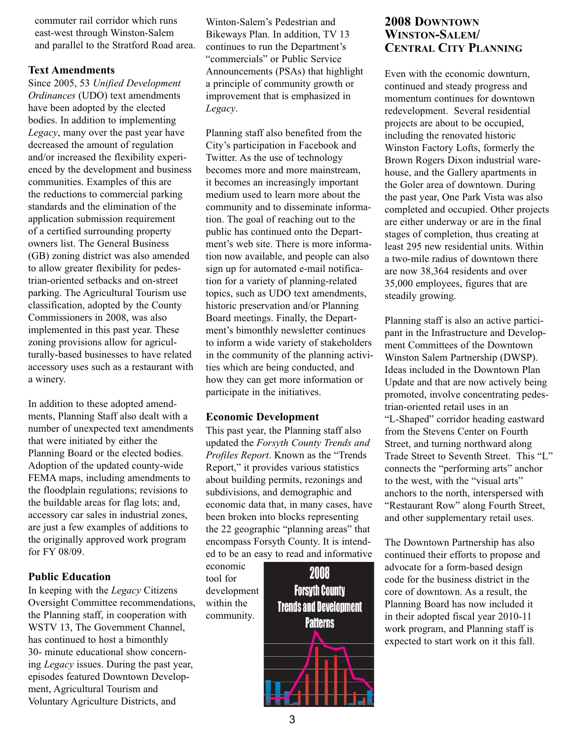commuter rail corridor which runs east-west through Winston-Salem and parallel to the Stratford Road area.

### Text Amendments

Since 2005, 53 *Unified Development Ordinances* (UDO) text amendments have been adopted by the elected bodies. In addition to implementing *Legacy*, many over the past year have decreased the amount of regulation and/or increased the flexibility experienced by the development and business communities. Examples of this are the reductions to commercial parking standards and the elimination of the application submission requirement of a certified surrounding property owners list. The General Business (GB) zoning district was also amended to allow greater flexibility for pedestrian-oriented setbacks and on-street parking. The Agricultural Tourism use classification, adopted by the County Commissioners in 2008, was also implemented in this past year. These zoning provisions allow for agriculturally-based businesses to have related accessory uses such as a restaurant with a winery.

In addition to these adopted amendments, Planning Staff also dealt with a number of unexpected text amendments that were initiated by either the Planning Board or the elected bodies. Adoption of the updated county-wide FEMA maps, including amendments to the floodplain regulations; revisions to the buildable areas for flag lots; and, accessory car sales in industrial zones, are just a few examples of additions to the originally approved work program for FY 08/09.

### Public Education

In keeping with the *Legacy* Citizens Oversight Committee recommendations, the Planning staff, in cooperation with WSTV 13, The Government Channel, has continued to host a bimonthly 30- minute educational show concerning *Legacy* issues. During the past year, episodes featured Downtown Development, Agricultural Tourism and Voluntary Agriculture Districts, and Winton-Salem's Pedestrian and Bikeways Plan. In addition, TV 13 continues to run the Department's "commercials" or Public Service Announcements (PSAs) that highlight a principle of community growth or improvement that is emphasized in *Legacy*.

Planning staff also benefited from the City's participation in Facebook and Twitter. As the use of technology becomes more and more mainstream, it becomes an increasingly important medium used to learn more about the community and to disseminate information. The goal of reaching out to the public has continued onto the Department's web site. There is more information now available, and people can also sign up for automated e-mail notification for a variety of planning-related topics, such as UDO text amendments, historic preservation and/or Planning Board meetings. Finally, the Department's bimonthly newsletter continues to inform a wide variety of stakeholders in the community of the planning activities which are being conducted, and how they can get more information or participate in the initiatives.

### Economic Development

This past year, the Planning staff also updated the *Forsyth County Trends and Profiles Report*. Known as the "Trends Report," it provides various statistics about building permits, rezonings and subdivisions, and demographic and economic data that, in many cases, have been broken into blocks representing the 22 geographic "planning areas" that encompass Forsyth County. It is intended to be an easy to read and informative economic tool for development within the community.

2008 Forsyth County Trends and Development Patterns

## 2008 Downtown Winston-Salem/ Central City Planning

Even with the economic downturn, continued and steady progress and momentum continues for downtown redevelopment. Several residential projects are about to be occupied, including the renovated historic Winston Factory Lofts, formerly the Brown Rogers Dixon industrial warehouse, and the Gallery apartments in the Goler area of downtown. During the past year, One Park Vista was also completed and occupied. Other projects are either underway or are in the final stages of completion, thus creating at least 295 new residential units. Within a two-mile radius of downtown there are now 38,364 residents and over 35,000 employees, figures that are steadily growing.

Planning staff is also an active participant in the Infrastructure and Development Committees of the Downtown Winston Salem Partnership (DWSP). Ideas included in the Downtown Plan Update and that are now actively being promoted, involve concentrating pedestrian-oriented retail uses in an "L-Shaped" corridor heading eastward from the Stevens Center on Fourth Street, and turning northward along Trade Street to Seventh Street. This "L" connects the "performing arts" anchor to the west, with the "visual arts" anchors to the north, interspersed with "Restaurant Row" along Fourth Street, and other supplementary retail uses.

The Downtown Partnership has also continued their efforts to propose and advocate for a form-based design code for the business district in the core of downtown. As a result, the Planning Board has now included it in their adopted fiscal year 2010-11 work program, and Planning staff is expected to start work on it this fall.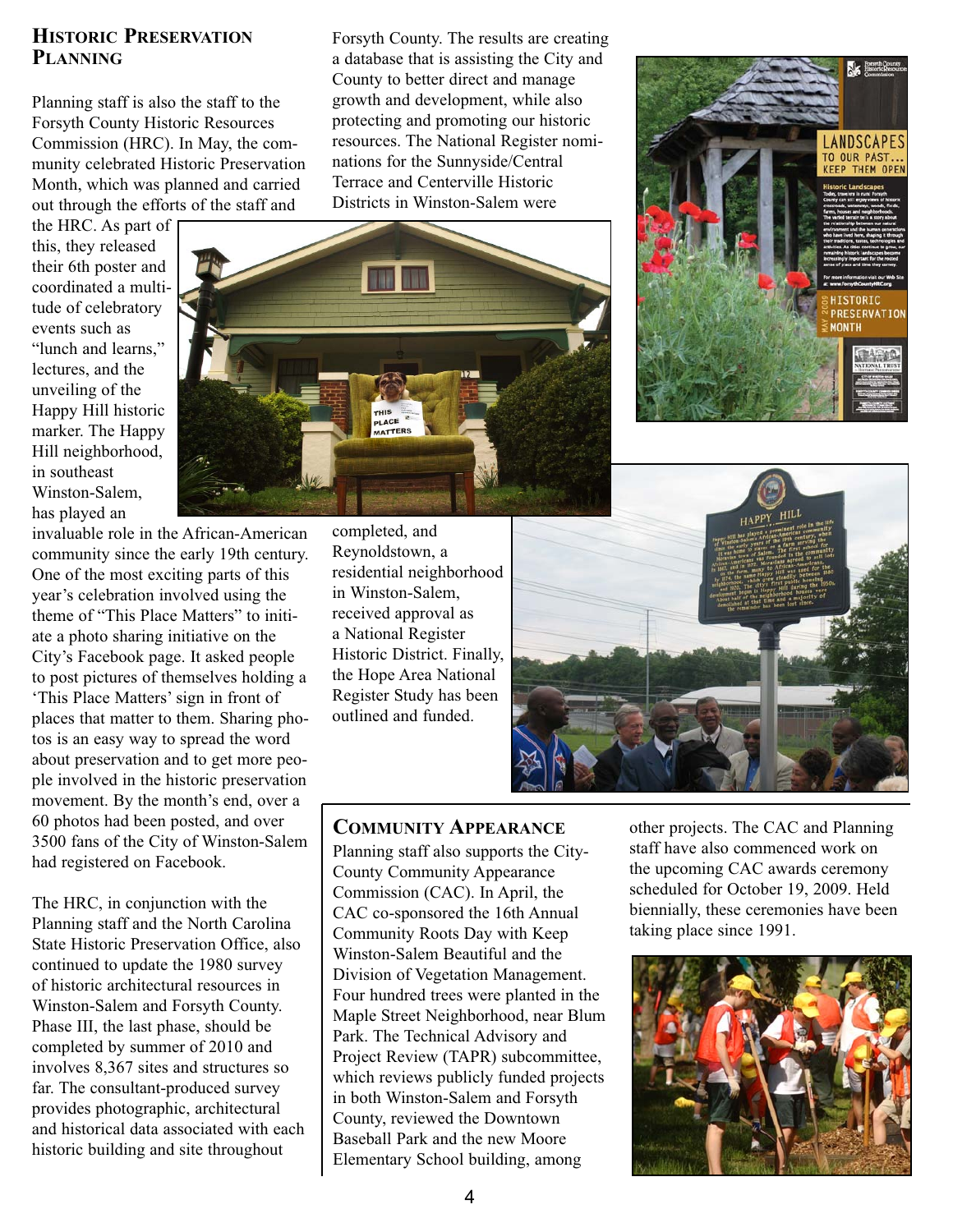## Historic Preservation Planning

Planning staff is also the staff to the Forsyth County Historic Resources Commission (HRC). In May, the community celebrated Historic Preservation Month, which was planned and carried out through the efforts of the staff and the HRC. As part of this, they released their 6th poster and coordinated a multitude of celebratory events such as "lunch and learns," lectures, and the unveiling of the Happy Hill historic marker. The Happy Hill neighborhood, in southeast Winston-Salem, has played an invaluable role in the African-American community since the early 19th century. One of the most exciting parts of this year's celebration involved using the theme of "This Place Matters" to initiate a photo sharing initiative on the City's Facebook page. It asked people to post pictures of themselves holding a 'This Place Matters' sign in front of places that matter to them. Sharing photos is an easy way to spread the word about preservation and to get more people involved in the historic preservation movement. By the month's end, over a 60 photos had been posted, and over 3500 fans of the City of Winston-Salem had registered on Facebook.

The HRC, in conjunction with the Planning staff and the North Carolina State Historic Preservation Office, also continued to update the 1980 survey of historic architectural resources in Winston-Salem and Forsyth County. Phase III, the last phase, should be completed by summer of 2010 and involves 8,367 sites and structures so far. The consultant-produced survey provides photographic, architectural and historical data associated with each historic building and site throughout Forsyth County. The results are creating a database that is assisting the City and County to better direct and manage growth and development, while also protecting and promoting our historic resources. The National Register nominations for the Sunnyside/Central Terrace and Centerville Historic Districts in Winston-Salem were completed, and Reynoldstown, a residential neighborhood in Winston-Salem, received approval as a National Register Historic District. Finally, the Hope Area National Register Study has been outlined and funded.

## Community Appearance

Planning staff also supports the City-County Community Appearance Commission (CAC). In April, the CAC co-sponsored the 16th Annual Community Roots Day with Keep Winston-Salem Beautiful and the Division of Vegetation Management. Four hundred trees were planted in the Maple Street Neighborhood, near Blum Park. The Technical Advisory and Project Review (TAPR) subcommittee, which reviews publicly funded projects in both Winston-Salem and Forsyth County, reviewed the Downtown Baseball Park and the new Moore Elementary School building, among other projects. The CAC and Planning staff have also commenced work on the upcoming CAC awards ceremony scheduled for October 19, 2009. Held biennially, these ceremonies have been taking place since 1991.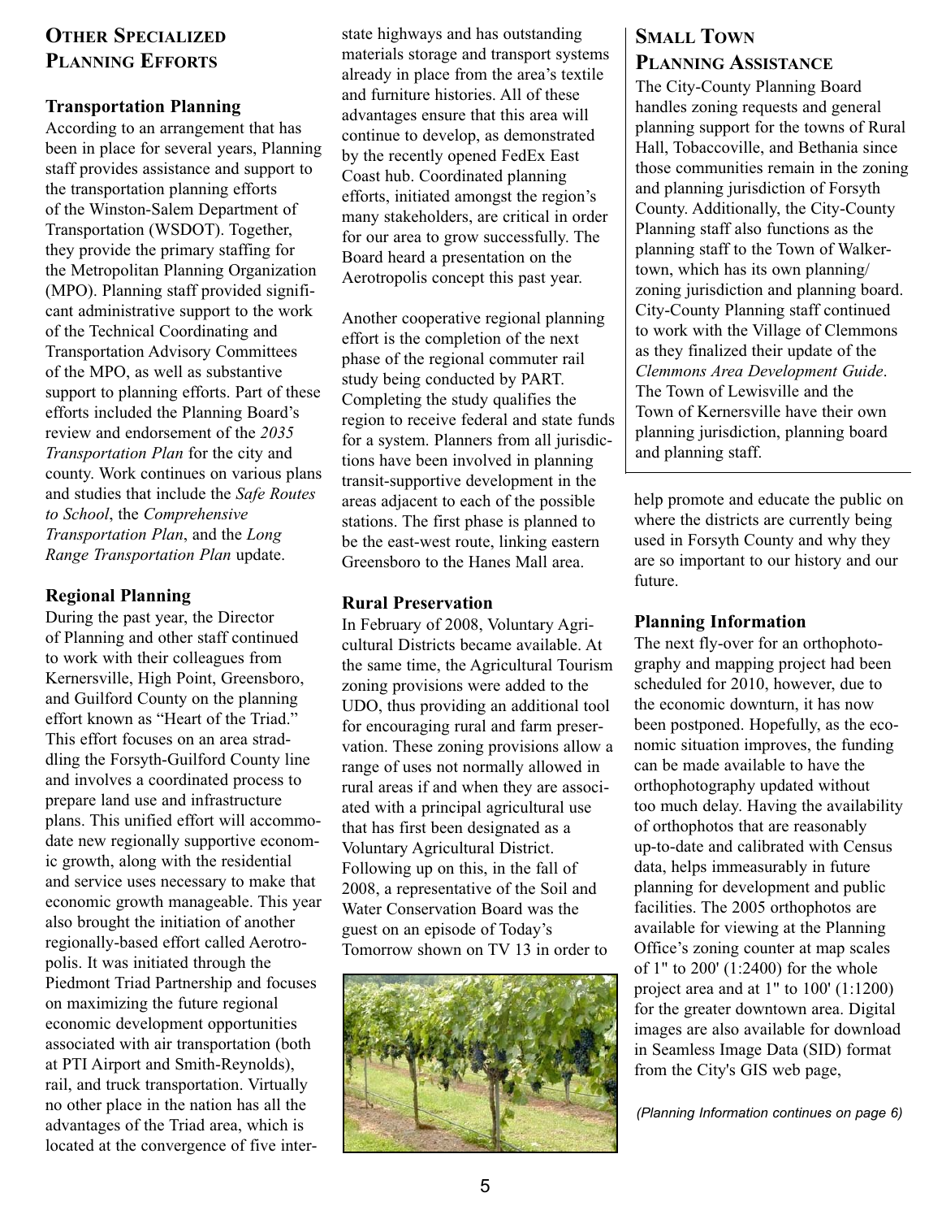## Other Specialized Planning Efforts

### Transportation Planning

According to an arrangement that has been in place for several years, Planning staff provides assistance and support to the transportation planning efforts of the Winston-Salem Department of Transportation (WSDOT). Together, they provide the primary staffing for the Metropolitan Planning Organization (MPO). Planning staff provided significant administrative support to the work of the Technical Coordinating and Transportation Advisory Committees of the MPO, as well as substantive support to planning efforts. Part of these efforts included the Planning Board's review and endorsement of the *2035 Transportation Plan* for the city and county. Work continues on various plans and studies that include the *Safe Routes to School*, the *Comprehensive Transportation Plan*, and the *Long Range Transportation Plan* update.

### Regional Planning

During the past year, the Director of Planning and other staff continued to work with their colleagues from Kernersville, High Point, Greensboro, and Guilford County on the planning effort known as "Heart of the Triad." This effort focuses on an area straddling the Forsyth-Guilford County line and involves a coordinated process to prepare land use and infrastructure plans. This unified effort will accommodate new regionally supportive economic growth, along with the residential and service uses necessary to make that economic growth manageable. This year also brought the initiation of another regionally-based effort called Aerotropolis. It was initiated through the Piedmont Triad Partnership and focuses on maximizing the future regional economic development opportunities associated with air transportation (both at PTI Airport and Smith-Reynolds), rail, and truck transportation. Virtually no other place in the nation has all the advantages of the Triad area, which is located at the convergence of five interstate highways and has outstanding materials storage and transport systems already in place from the area's textile and furniture histories. All of these advantages ensure that this area will continue to develop, as demonstrated by the recently opened FedEx East Coast hub. Coordinated planning efforts, initiated amongst the region's many stakeholders, are critical in order for our area to grow successfully. The Board heard a presentation on the Aerotropolis concept this past year.

Another cooperative regional planning effort is the completion of the next phase of the regional commuter rail study being conducted by PART. Completing the study qualifies the region to receive federal and state funds for a system. Planners from all jurisdictions have been involved in planning transit-supportive development in the areas adjacent to each of the possible stations. The first phase is planned to be the east-west route, linking eastern Greensboro to the Hanes Mall area.

### Rural Preservation

In February of 2008, Voluntary Agricultural Districts became available. At the same time, the Agricultural Tourism zoning provisions were added to the UDO, thus providing an additional tool for encouraging rural and farm preservation. These zoning provisions allow a range of uses not normally allowed in rural areas if and when they are associated with a principal agricultural use that has first been designated as a Voluntary Agricultural District. Following up on this, in the fall of 2008, a representative of the Soil and Water Conservation Board was the guest on an episode of Today's Tomorrow shown on TV 13 in order to help promote and educate the public on where the districts are currently being used in Forsyth County and why they are so important to our history and our future.

## Small Town Planning Assistance

The City-County Planning Board handles zoning requests and general planning support for the towns of Rural Hall, Tobaccoville, and Bethania since those communities remain in the zoning and planning jurisdiction of Forsyth County. Additionally, the City-County Planning staff also functions as the planning staff to the Town of Walkertown, which has its own planning/zoning jurisdiction and planning board. City-County Planning staff continued to work with the Village of Clemmons as they finalized their update of the *Clemmons Area Development Guide*. The Town of Lewisville and the Town of Kernersville have their own planning jurisdiction, planning board and planning staff.

### Planning Information

The next fly-over for an orthophotography and mapping project had been scheduled for 2010, however, due to the economic downturn, it has now been postponed. Hopefully, as the economic situation improves, the funding can be made available to have the orthophotography updated without too much delay. Having the availability of orthophotos that are reasonably up-to-date and calibrated with Census data, helps immeasurably in future planning for development and public facilities. The 2005 orthophotos are available for viewing at the Planning Office's zoning counter at map scales of 1" to 200' (1:2400) for the whole project area and at 1" to 100' (1:1200) for the greater downtown area. Digital images are also available for download in Seamless Image Data (SID) format from the City's GIS web page,

*(Planning Information continues on page 6)*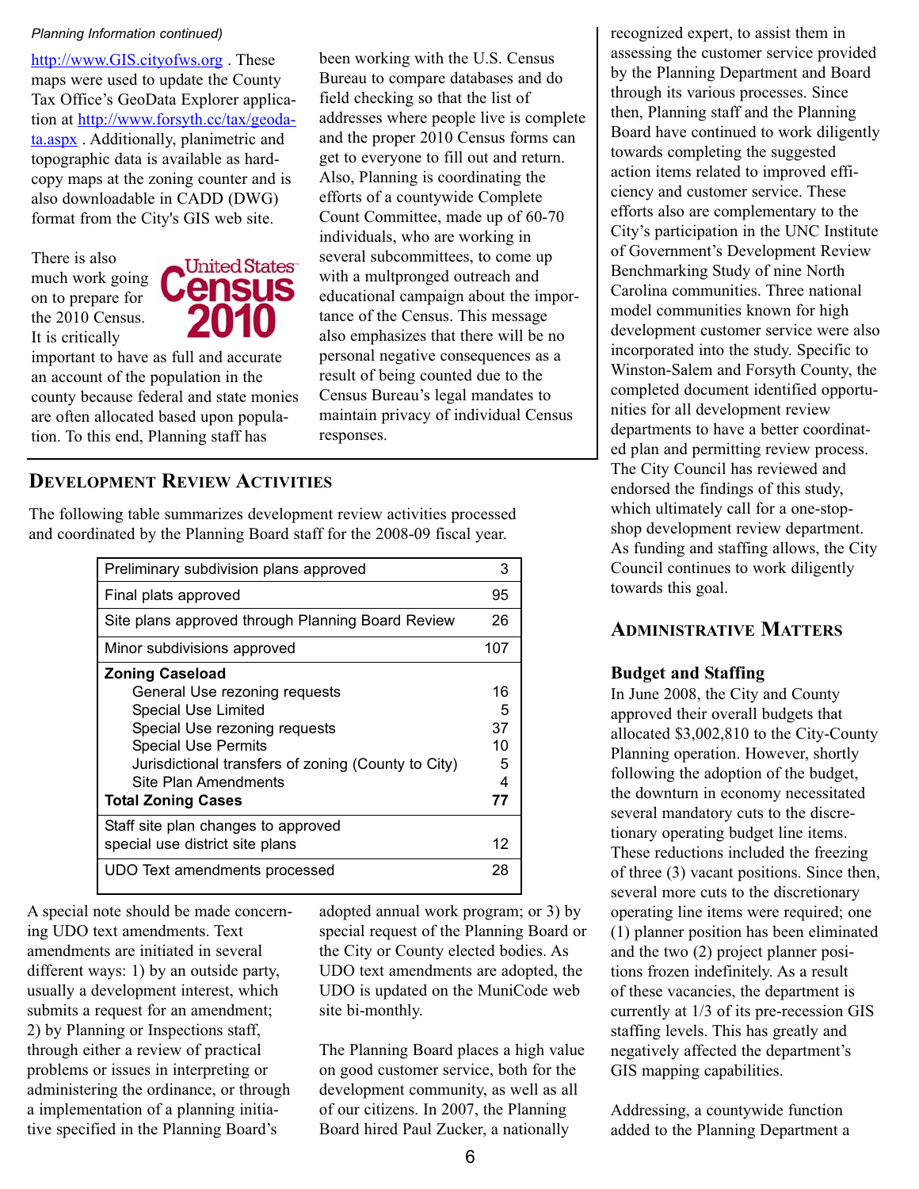*Planning Information continued)*

http://www.GIS.cityofws.org . These maps were used to update the County Tax Office's GeoData Explorer application at http://www.forsyth.cc/tax/geodata.aspx . Additionally, planimetric and topographic data is available as hardcopy maps at the zoning counter and is also downloadable in CADD (DWG) format from the City's GIS web site.

There is also much work going on to prepare for the 2010 Census. It is critically important to have as full and accurate an account of the population in the county because federal and state monies are often allocated based upon population. To this end, Planning staff has been working with the U.S. Census Bureau to compare databases and do field checking so that the list of addresses where people live is complete and the proper 2010 Census forms can get to everyone to fill out and return. Also, Planning is coordinating the efforts of a countywide Complete Count Committee, made up of 60-70 individuals, who are working in several subcommittees, to come up with a multpronged outreach and educational campaign about the importance of the Census. This message also emphasizes that there will be no personal negative consequences as a result of being counted due to the Census Bureau's legal mandates to maintain privacy of individual Census responses.

## Development Review Activities

The following table summarizes development review activities processed and coordinated by the Planning Board staff for the 2008-09 fiscal year.

| Activity | Number |
|---|---|
| Preliminary subdivision plans approved | 3 |
| Final plats approved | 95 |
| Site plans approved through Planning Board Review | 26 |
| Minor subdivisions approved | 107 |
| **Zoning Caseload** | |
| General Use rezoning requests | 16 |
| Special Use Limited | 5 |
| Special Use rezoning requests | 37 |
| Special Use Permits | 10 |
| Jurisdictional transfers of zoning (County to City) | 5 |
| Site Plan Amendments | 4 |
| **Total Zoning Cases** | **77** |
| Staff site plan changes to approved special use district site plans | 12 |
| UDO Text amendments processed | 28 |

A special note should be made concerning UDO text amendments. Text amendments are initiated in several different ways: 1) by an outside party, usually a development interest, which submits a request for an amendment; 2) by Planning or Inspections staff, through either a review of practical problems or issues in interpreting or administering the ordinance, or through a implementation of a planning initiative specified in the Planning Board's adopted annual work program; or 3) by special request of the Planning Board or the City or County elected bodies. As UDO text amendments are adopted, the UDO is updated on the MuniCode web site bi-monthly.

The Planning Board places a high value on good customer service, both for the development community, as well as all of our citizens. In 2007, the Planning Board hired Paul Zucker, a nationally recognized expert, to assist them in assessing the customer service provided by the Planning Department and Board through its various processes. Since then, Planning staff and the Planning Board have continued to work diligently towards completing the suggested action items related to improved efficiency and customer service. These efforts also are complementary to the City's participation in the UNC Institute of Government's Development Review Benchmarking Study of nine North Carolina communities. Three national model communities known for high development customer service were also incorporated into the study. Specific to Winston-Salem and Forsyth County, the completed document identified opportunities for all development review departments to have a better coordinated plan and permitting review process. The City Council has reviewed and endorsed the findings of this study, which ultimately call for a one-stop-shop development review department. As funding and staffing allows, the City Council continues to work diligently towards this goal.

## Administrative Matters

### Budget and Staffing

In June 2008, the City and County approved their overall budgets that allocated $3,002,810 to the City-County Planning operation. However, shortly following the adoption of the budget, the downturn in economy necessitated several mandatory cuts to the discretionary operating budget line items. These reductions included the freezing of three (3) vacant positions. Since then, several more cuts to the discretionary operating line items were required; one (1) planner position has been eliminated and the two (2) project planner positions frozen indefinitely. As a result of these vacancies, the department is currently at 1/3 of its pre-recession GIS staffing levels. This has greatly and negatively affected the department's GIS mapping capabilities.

Addressing, a countywide function added to the Planning Department a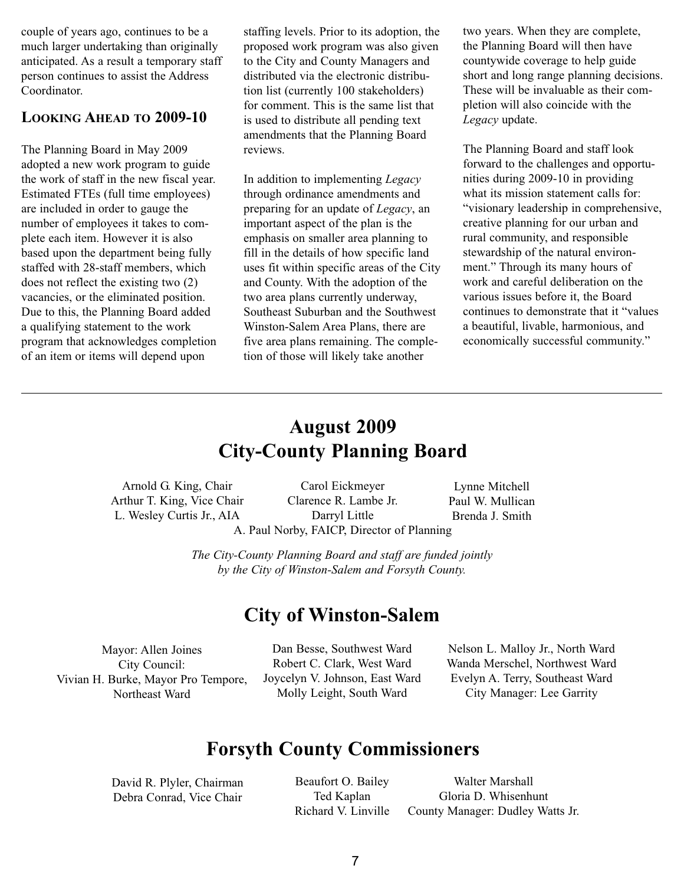couple of years ago, continues to be a much larger undertaking than originally anticipated. As a result a temporary staff person continues to assist the Address Coordinator.

## Looking Ahead to 2009-10

The Planning Board in May 2009 adopted a new work program to guide the work of staff in the new fiscal year. Estimated FTEs (full time employees) are included in order to gauge the number of employees it takes to complete each item. However it is also based upon the department being fully staffed with 28-staff members, which does not reflect the existing two (2) vacancies, or the eliminated position. Due to this, the Planning Board added a qualifying statement to the work program that acknowledges completion of an item or items will depend upon staffing levels. Prior to its adoption, the proposed work program was also given to the City and County Managers and distributed via the electronic distribution list (currently 100 stakeholders) for comment. This is the same list that is used to distribute all pending text amendments that the Planning Board reviews.

In addition to implementing *Legacy* through ordinance amendments and preparing for an update of *Legacy*, an important aspect of the plan is the emphasis on smaller area planning to fill in the details of how specific land uses fit within specific areas of the City and County. With the adoption of the two area plans currently underway, Southeast Suburban and the Southwest Winston-Salem Area Plans, there are five area plans remaining. The completion of those will likely take another two years. When they are complete, the Planning Board will then have countywide coverage to help guide short and long range planning decisions. These will be invaluable as their completion will also coincide with the *Legacy* update.

The Planning Board and staff look forward to the challenges and opportunities during 2009-10 in providing what its mission statement calls for: "visionary leadership in comprehensive, creative planning for our urban and rural community, and responsible stewardship of the natural environment." Through its many hours of work and careful deliberation on the various issues before it, the Board continues to demonstrate that it "values a beautiful, livable, harmonious, and economically successful community."

---

# August 2009
# City-County Planning Board

Arnold G. King, Chair
Arthur T. King, Vice Chair
L. Wesley Curtis Jr., AIA
Carol Eickmeyer
Clarence R. Lambe Jr.
Darryl Little
Lynne Mitchell
Paul W. Mullican
Brenda J. Smith
A. Paul Norby, FAICP, Director of Planning

*The City-County Planning Board and staff are funded jointly by the City of Winston-Salem and Forsyth County.*

# City of Winston-Salem

Mayor: Allen Joines
City Council:
Vivian H. Burke, Mayor Pro Tempore, Northeast Ward
Dan Besse, Southwest Ward
Robert C. Clark, West Ward
Joycelyn V. Johnson, East Ward
Molly Leight, South Ward
Nelson L. Malloy Jr., North Ward
Wanda Merschel, Northwest Ward
Evelyn A. Terry, Southeast Ward
City Manager: Lee Garrity

# Forsyth County Commissioners

David R. Plyler, Chairman
Debra Conrad, Vice Chair
Beaufort O. Bailey
Ted Kaplan
Richard V. Linville
Walter Marshall
Gloria D. Whisenhunt
County Manager: Dudley Watts Jr.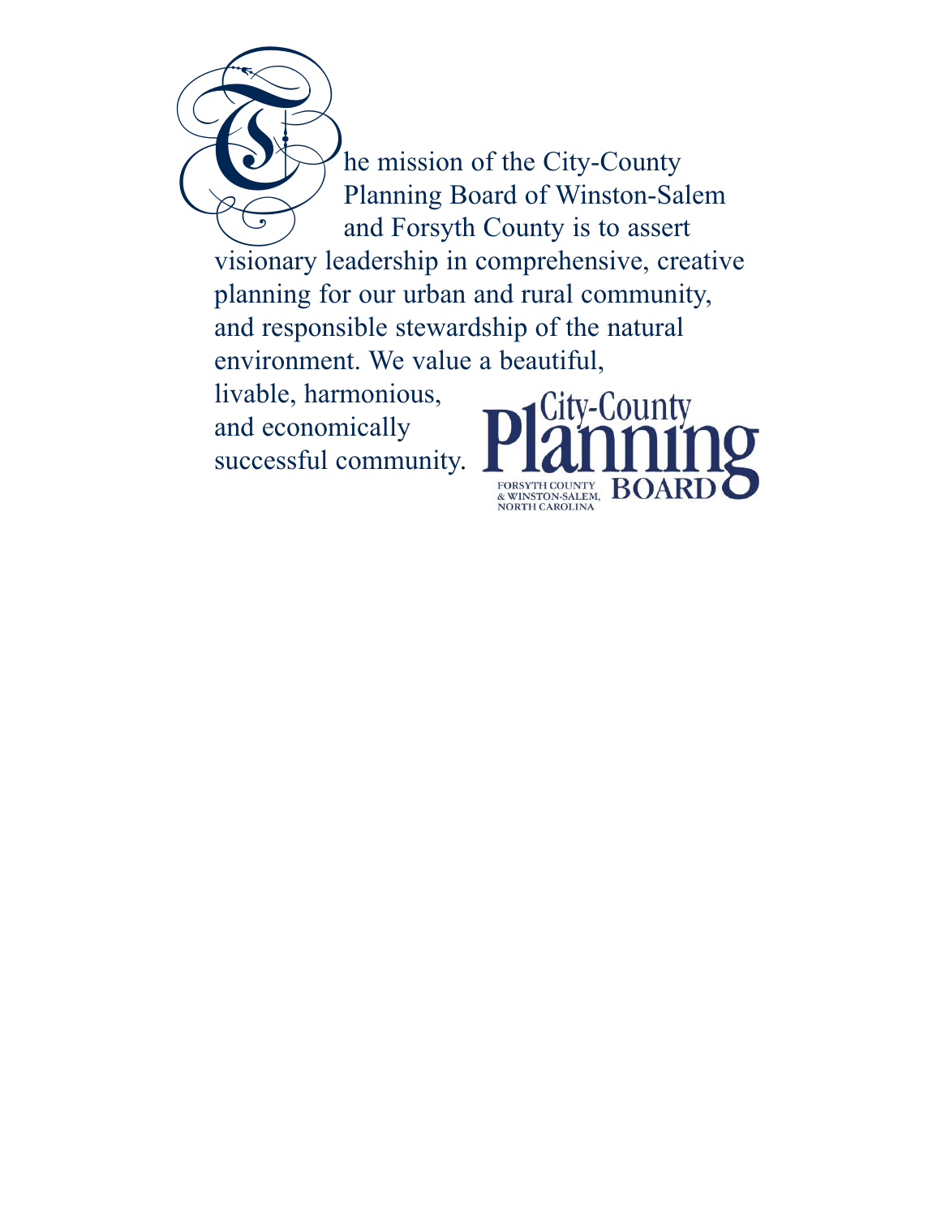The mission of the City-County Planning Board of Winston-Salem and Forsyth County is to assert visionary leadership in comprehensive, creative planning for our urban and rural community, and responsible stewardship of the natural environment. We value a beautiful, livable, harmonious, and economically successful community.

City-County Planning BOARD

FORSYTH COUNTY & WINSTON-SALEM, NORTH CAROLINA